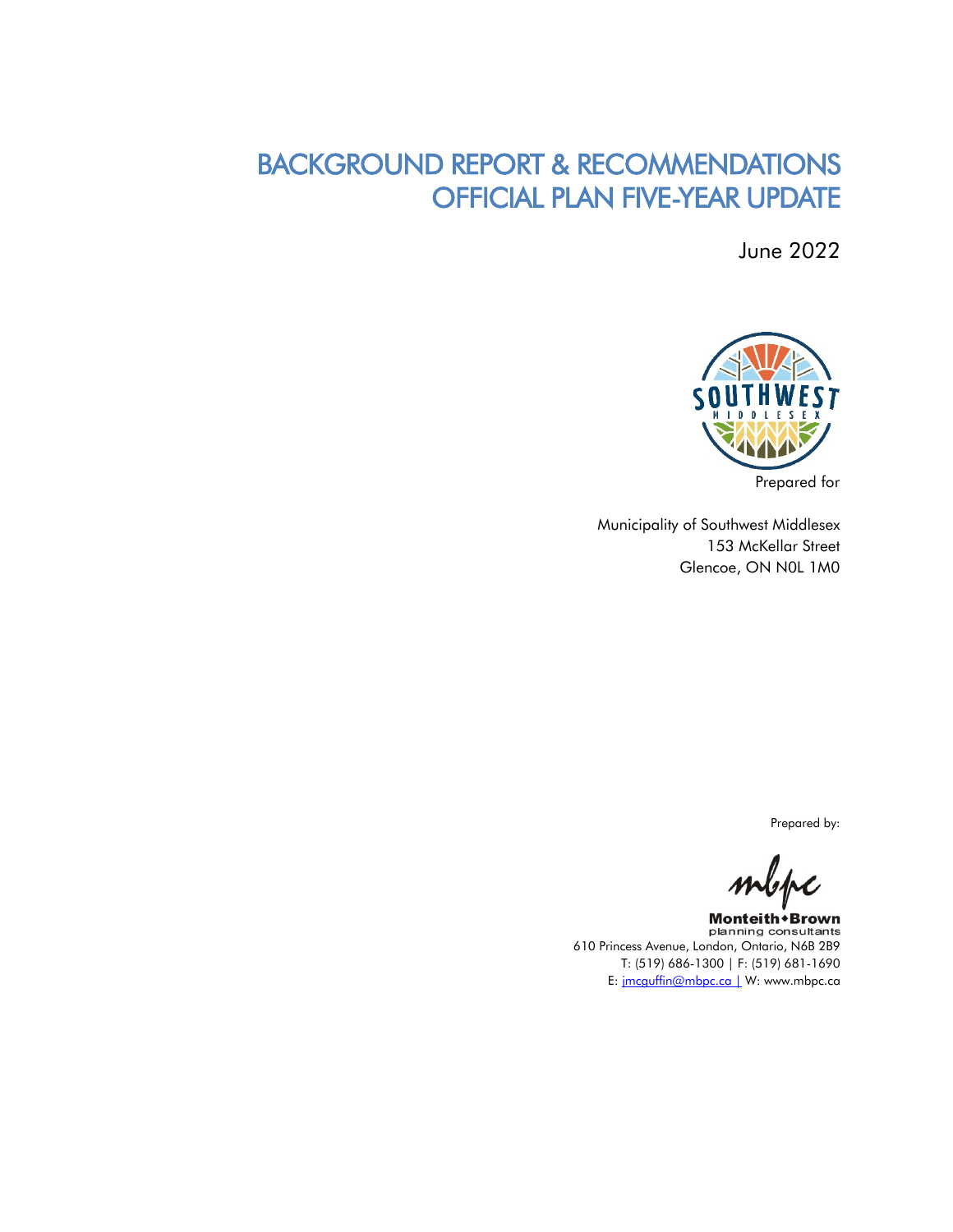# BACKGROUND REPORT & RECOMMENDATIONS
# OFFICIAL PLAN FIVE-YEAR UPDATE

June 2022

SOUTHWEST MIDDLESEX

Prepared for

Municipality of Southwest Middlesex
153 McKellar Street
Glencoe, ON N0L 1M0

Prepared by:

mbpc

**Monteith+Brown**
planning consultants
610 Princess Avenue, London, Ontario, N6B 2B9
T: (519) 686-1300 | F: (519) 681-1690
E: jmcguffin@mbpc.ca | W: www.mbpc.ca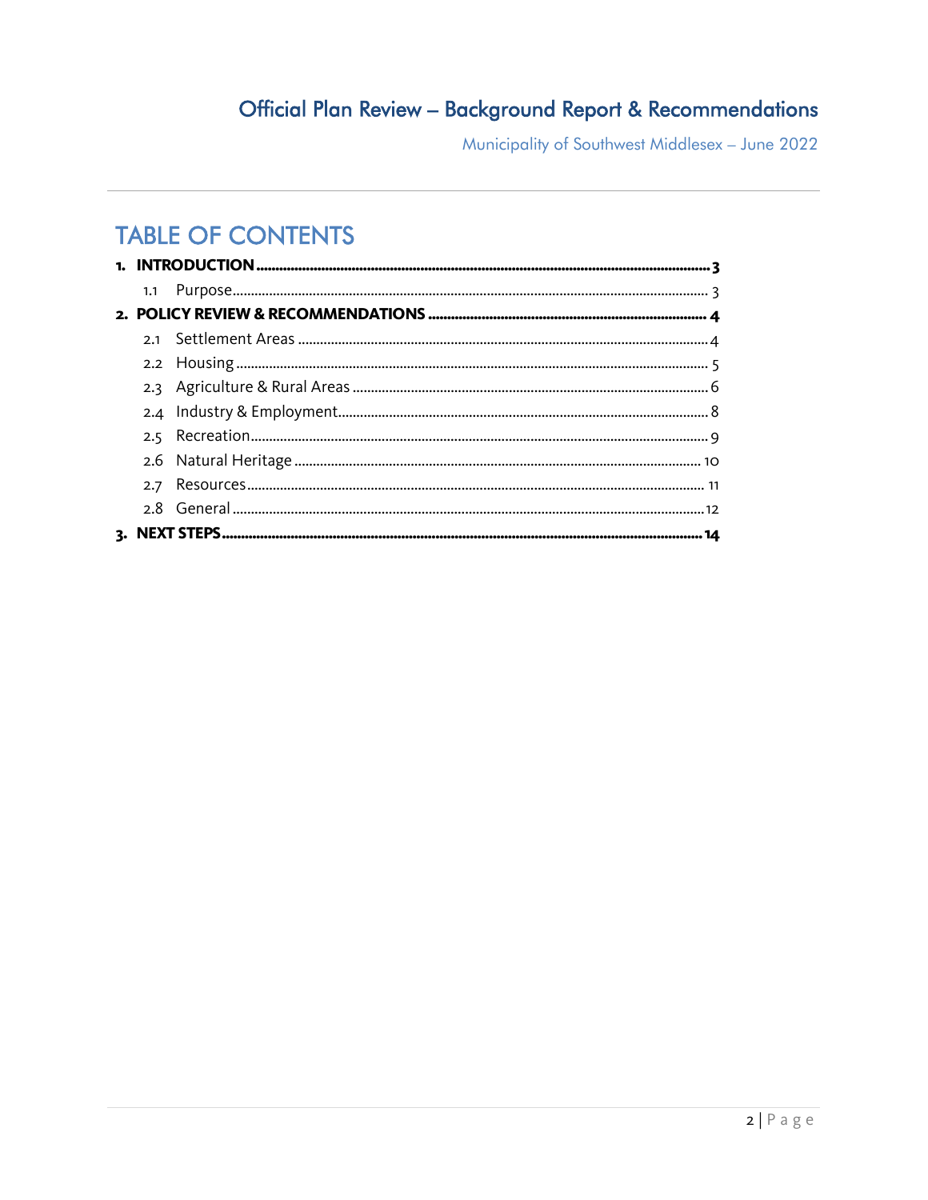# TABLE OF CONTENTS

**1. INTRODUCTION ... 3**

- 1.1 Purpose ... 3

**2. POLICY REVIEW & RECOMMENDATIONS ... 4**

- 2.1 Settlement Areas ... 4
- 2.2 Housing ... 5
- 2.3 Agriculture & Rural Areas ... 6
- 2.4 Industry & Employment ... 8
- 2.5 Recreation ... 9
- 2.6 Natural Heritage ... 10
- 2.7 Resources ... 11
- 2.8 General ... 12

**3. NEXT STEPS ... 14**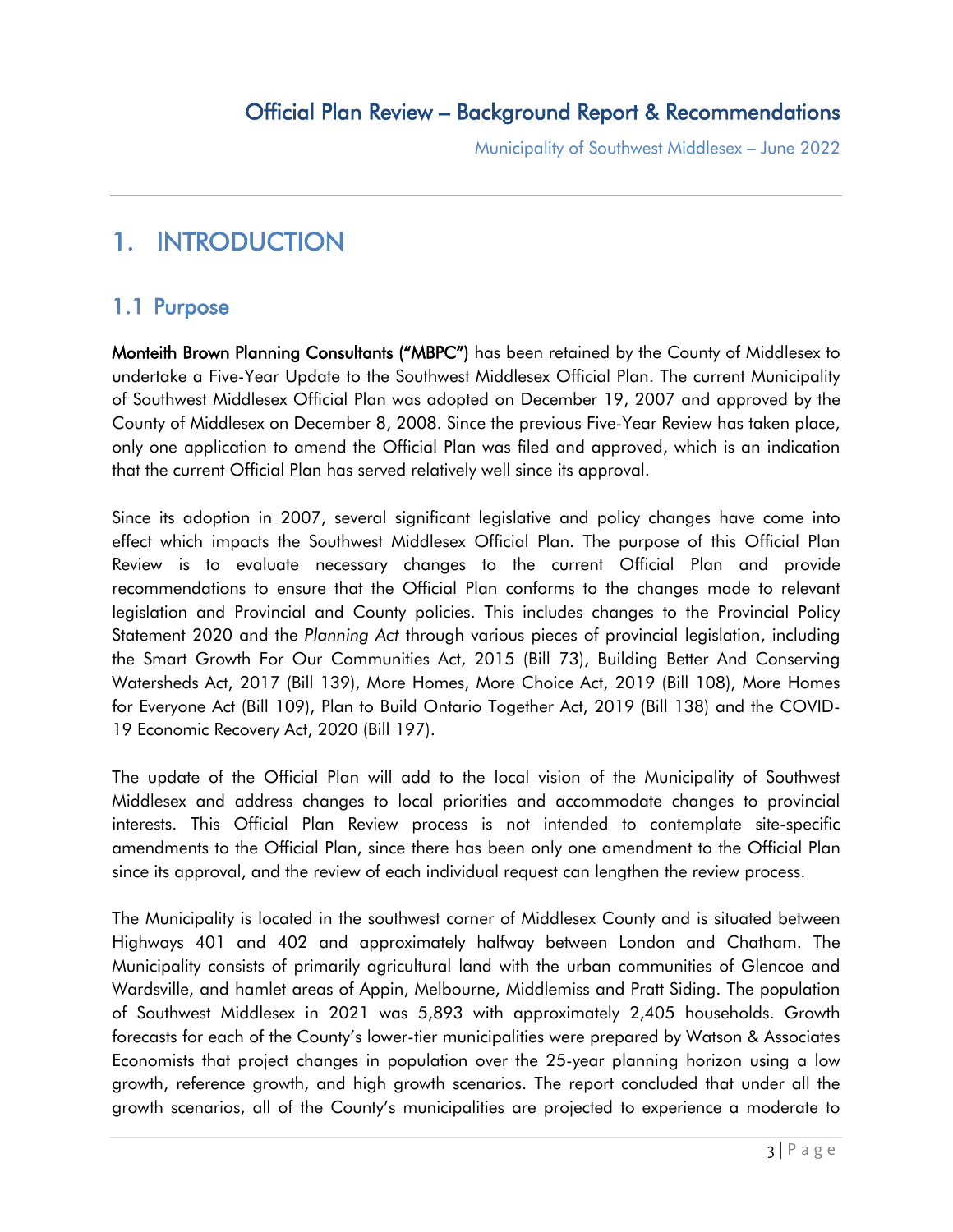# 1. INTRODUCTION

## 1.1 Purpose

**Monteith Brown Planning Consultants ("MBPC")** has been retained by the County of Middlesex to undertake a Five-Year Update to the Southwest Middlesex Official Plan. The current Municipality of Southwest Middlesex Official Plan was adopted on December 19, 2007 and approved by the County of Middlesex on December 8, 2008. Since the previous Five-Year Review has taken place, only one application to amend the Official Plan was filed and approved, which is an indication that the current Official Plan has served relatively well since its approval.

Since its adoption in 2007, several significant legislative and policy changes have come into effect which impacts the Southwest Middlesex Official Plan. The purpose of this Official Plan Review is to evaluate necessary changes to the current Official Plan and provide recommendations to ensure that the Official Plan conforms to the changes made to relevant legislation and Provincial and County policies. This includes changes to the Provincial Policy Statement 2020 and the *Planning Act* through various pieces of provincial legislation, including the Smart Growth For Our Communities Act, 2015 (Bill 73), Building Better And Conserving Watersheds Act, 2017 (Bill 139), More Homes, More Choice Act, 2019 (Bill 108), More Homes for Everyone Act (Bill 109), Plan to Build Ontario Together Act, 2019 (Bill 138) and the COVID-19 Economic Recovery Act, 2020 (Bill 197).

The update of the Official Plan will add to the local vision of the Municipality of Southwest Middlesex and address changes to local priorities and accommodate changes to provincial interests. This Official Plan Review process is not intended to contemplate site-specific amendments to the Official Plan, since there has been only one amendment to the Official Plan since its approval, and the review of each individual request can lengthen the review process.

The Municipality is located in the southwest corner of Middlesex County and is situated between Highways 401 and 402 and approximately halfway between London and Chatham. The Municipality consists of primarily agricultural land with the urban communities of Glencoe and Wardsville, and hamlet areas of Appin, Melbourne, Middlemiss and Pratt Siding. The population of Southwest Middlesex in 2021 was 5,893 with approximately 2,405 households. Growth forecasts for each of the County's lower-tier municipalities were prepared by Watson & Associates Economists that project changes in population over the 25-year planning horizon using a low growth, reference growth, and high growth scenarios. The report concluded that under all the growth scenarios, all of the County's municipalities are projected to experience a moderate to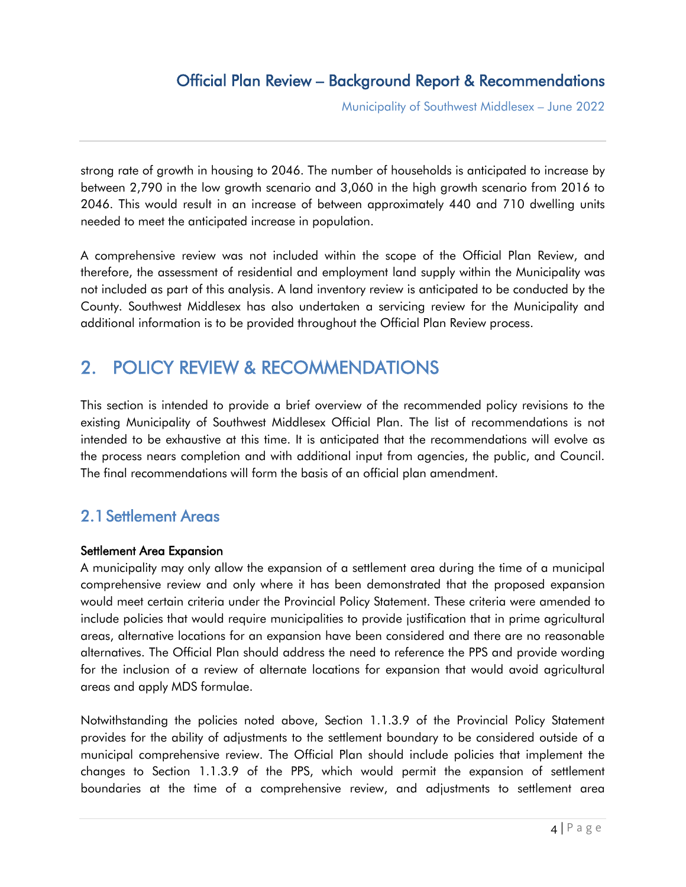strong rate of growth in housing to 2046. The number of households is anticipated to increase by between 2,790 in the low growth scenario and 3,060 in the high growth scenario from 2016 to 2046. This would result in an increase of between approximately 440 and 710 dwelling units needed to meet the anticipated increase in population.

A comprehensive review was not included within the scope of the Official Plan Review, and therefore, the assessment of residential and employment land supply within the Municipality was not included as part of this analysis. A land inventory review is anticipated to be conducted by the County. Southwest Middlesex has also undertaken a servicing review for the Municipality and additional information is to be provided throughout the Official Plan Review process.

# 2. POLICY REVIEW & RECOMMENDATIONS

This section is intended to provide a brief overview of the recommended policy revisions to the existing Municipality of Southwest Middlesex Official Plan. The list of recommendations is not intended to be exhaustive at this time. It is anticipated that the recommendations will evolve as the process nears completion and with additional input from agencies, the public, and Council. The final recommendations will form the basis of an official plan amendment.

## 2.1 Settlement Areas

### Settlement Area Expansion

A municipality may only allow the expansion of a settlement area during the time of a municipal comprehensive review and only where it has been demonstrated that the proposed expansion would meet certain criteria under the Provincial Policy Statement. These criteria were amended to include policies that would require municipalities to provide justification that in prime agricultural areas, alternative locations for an expansion have been considered and there are no reasonable alternatives. The Official Plan should address the need to reference the PPS and provide wording for the inclusion of a review of alternate locations for expansion that would avoid agricultural areas and apply MDS formulae.

Notwithstanding the policies noted above, Section 1.1.3.9 of the Provincial Policy Statement provides for the ability of adjustments to the settlement boundary to be considered outside of a municipal comprehensive review. The Official Plan should include policies that implement the changes to Section 1.1.3.9 of the PPS, which would permit the expansion of settlement boundaries at the time of a comprehensive review, and adjustments to settlement area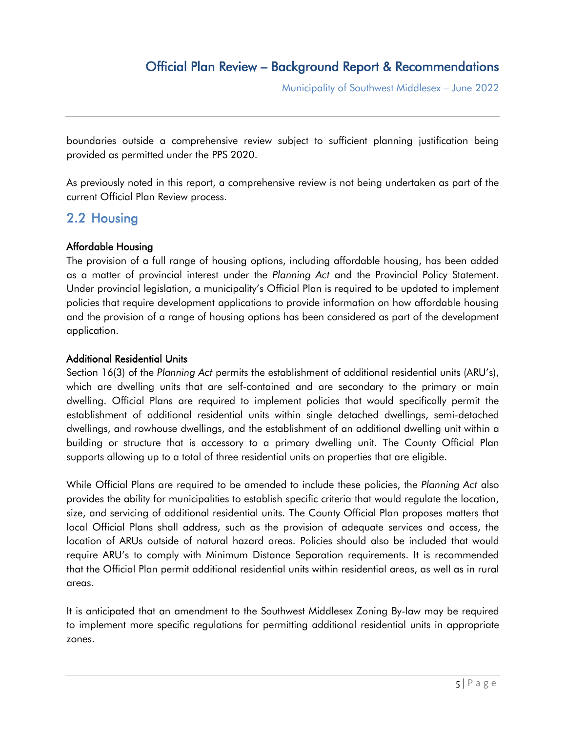boundaries outside a comprehensive review subject to sufficient planning justification being provided as permitted under the PPS 2020.

As previously noted in this report, a comprehensive review is not being undertaken as part of the current Official Plan Review process.

## 2.2 Housing

**Affordable Housing**

The provision of a full range of housing options, including affordable housing, has been added as a matter of provincial interest under the *Planning Act* and the Provincial Policy Statement. Under provincial legislation, a municipality's Official Plan is required to be updated to implement policies that require development applications to provide information on how affordable housing and the provision of a range of housing options has been considered as part of the development application.

**Additional Residential Units**

Section 16(3) of the *Planning Act* permits the establishment of additional residential units (ARU's), which are dwelling units that are self-contained and are secondary to the primary or main dwelling. Official Plans are required to implement policies that would specifically permit the establishment of additional residential units within single detached dwellings, semi-detached dwellings, and rowhouse dwellings, and the establishment of an additional dwelling unit within a building or structure that is accessory to a primary dwelling unit. The County Official Plan supports allowing up to a total of three residential units on properties that are eligible.

While Official Plans are required to be amended to include these policies, the *Planning Act* also provides the ability for municipalities to establish specific criteria that would regulate the location, size, and servicing of additional residential units. The County Official Plan proposes matters that local Official Plans shall address, such as the provision of adequate services and access, the location of ARUs outside of natural hazard areas. Policies should also be included that would require ARU's to comply with Minimum Distance Separation requirements. It is recommended that the Official Plan permit additional residential units within residential areas, as well as in rural areas.

It is anticipated that an amendment to the Southwest Middlesex Zoning By-law may be required to implement more specific regulations for permitting additional residential units in appropriate zones.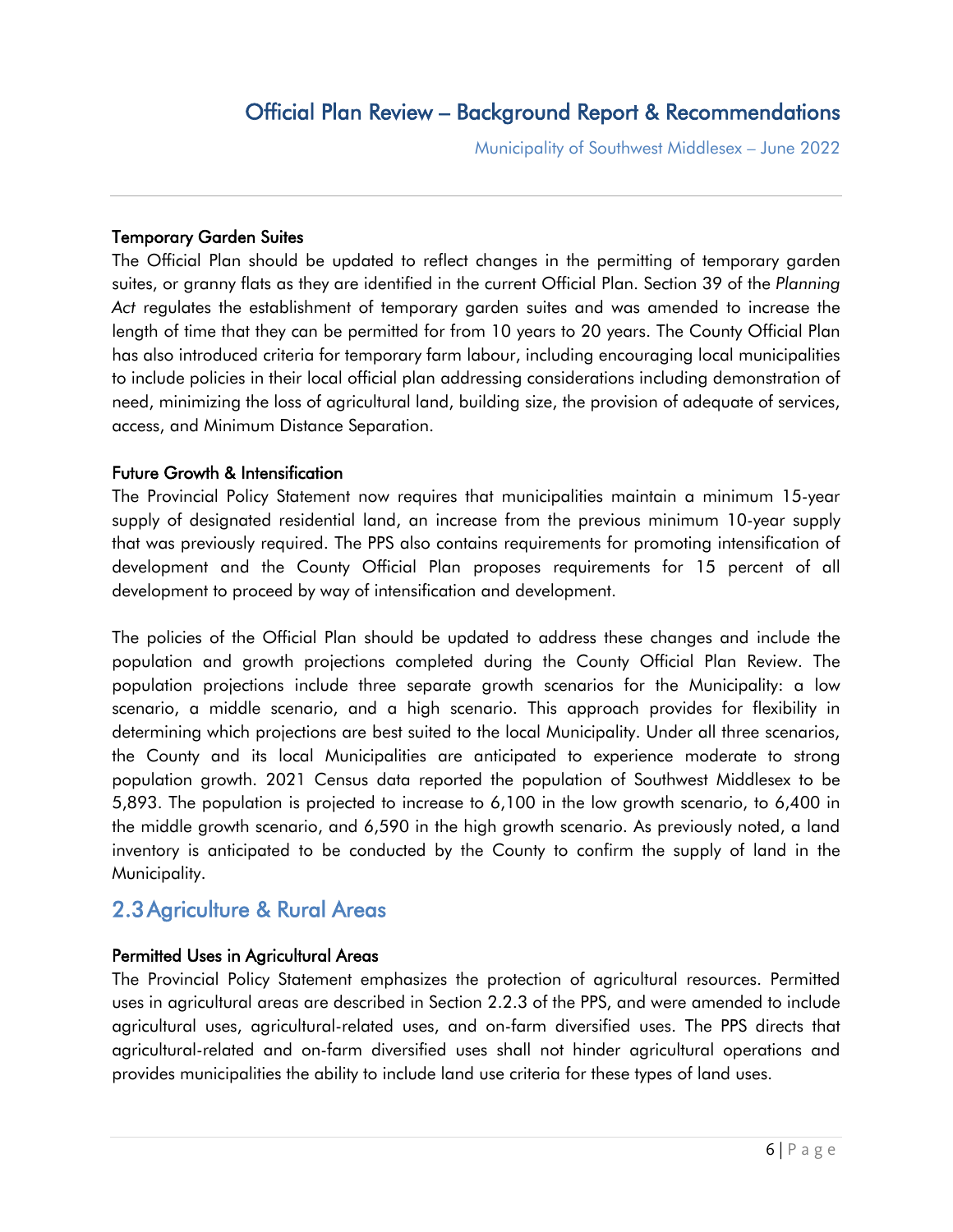### Temporary Garden Suites

The Official Plan should be updated to reflect changes in the permitting of temporary garden suites, or granny flats as they are identified in the current Official Plan. Section 39 of the *Planning Act* regulates the establishment of temporary garden suites and was amended to increase the length of time that they can be permitted for from 10 years to 20 years. The County Official Plan has also introduced criteria for temporary farm labour, including encouraging local municipalities to include policies in their local official plan addressing considerations including demonstration of need, minimizing the loss of agricultural land, building size, the provision of adequate of services, access, and Minimum Distance Separation.

### Future Growth & Intensification

The Provincial Policy Statement now requires that municipalities maintain a minimum 15-year supply of designated residential land, an increase from the previous minimum 10-year supply that was previously required. The PPS also contains requirements for promoting intensification of development and the County Official Plan proposes requirements for 15 percent of all development to proceed by way of intensification and development.

The policies of the Official Plan should be updated to address these changes and include the population and growth projections completed during the County Official Plan Review. The population projections include three separate growth scenarios for the Municipality: a low scenario, a middle scenario, and a high scenario. This approach provides for flexibility in determining which projections are best suited to the local Municipality. Under all three scenarios, the County and its local Municipalities are anticipated to experience moderate to strong population growth. 2021 Census data reported the population of Southwest Middlesex to be 5,893. The population is projected to increase to 6,100 in the low growth scenario, to 6,400 in the middle growth scenario, and 6,590 in the high growth scenario. As previously noted, a land inventory is anticipated to be conducted by the County to confirm the supply of land in the Municipality.

## 2.3 Agriculture & Rural Areas

### Permitted Uses in Agricultural Areas

The Provincial Policy Statement emphasizes the protection of agricultural resources. Permitted uses in agricultural areas are described in Section 2.2.3 of the PPS, and were amended to include agricultural uses, agricultural-related uses, and on-farm diversified uses. The PPS directs that agricultural-related and on-farm diversified uses shall not hinder agricultural operations and provides municipalities the ability to include land use criteria for these types of land uses.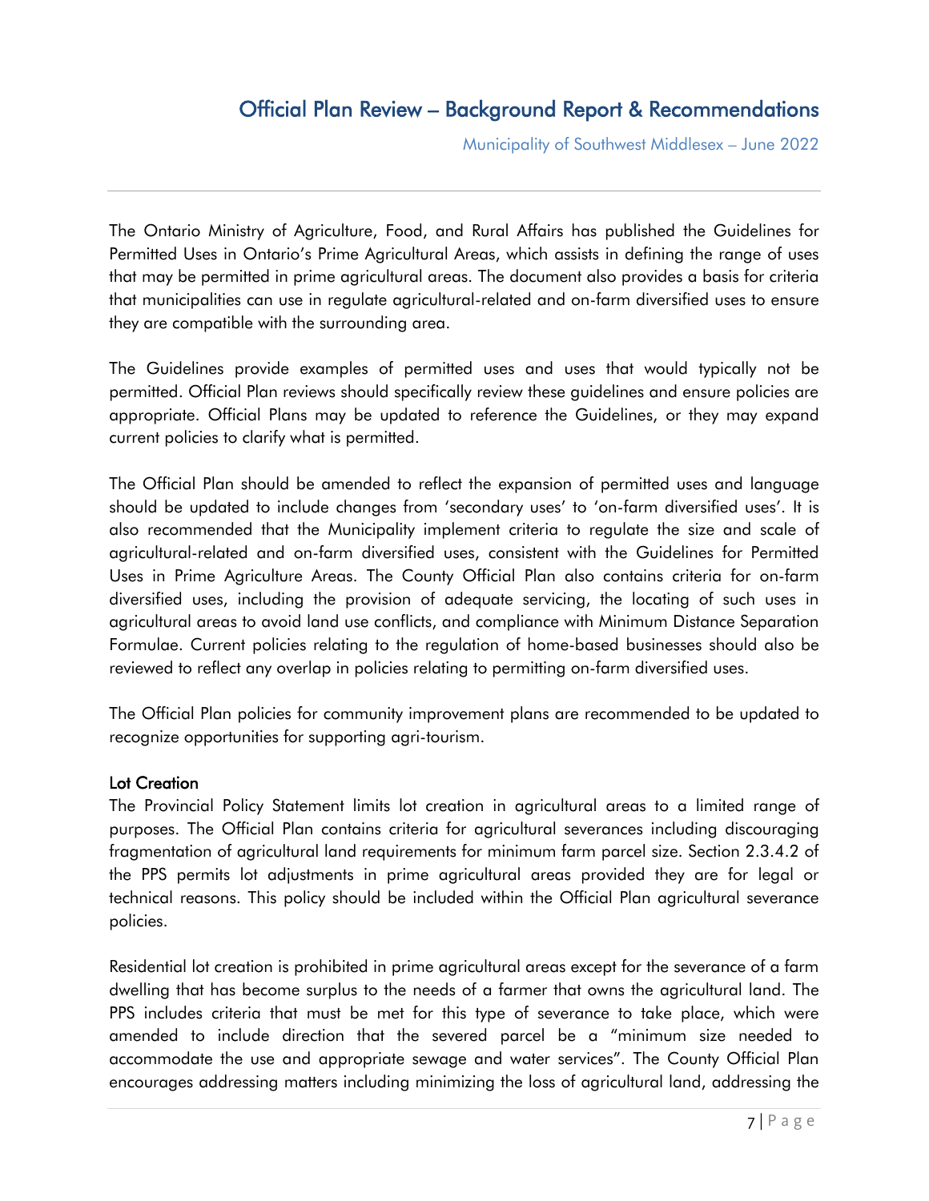The Ontario Ministry of Agriculture, Food, and Rural Affairs has published the Guidelines for Permitted Uses in Ontario's Prime Agricultural Areas, which assists in defining the range of uses that may be permitted in prime agricultural areas. The document also provides a basis for criteria that municipalities can use in regulate agricultural-related and on-farm diversified uses to ensure they are compatible with the surrounding area.

The Guidelines provide examples of permitted uses and uses that would typically not be permitted. Official Plan reviews should specifically review these guidelines and ensure policies are appropriate. Official Plans may be updated to reference the Guidelines, or they may expand current policies to clarify what is permitted.

The Official Plan should be amended to reflect the expansion of permitted uses and language should be updated to include changes from 'secondary uses' to 'on-farm diversified uses'. It is also recommended that the Municipality implement criteria to regulate the size and scale of agricultural-related and on-farm diversified uses, consistent with the Guidelines for Permitted Uses in Prime Agriculture Areas. The County Official Plan also contains criteria for on-farm diversified uses, including the provision of adequate servicing, the locating of such uses in agricultural areas to avoid land use conflicts, and compliance with Minimum Distance Separation Formulae. Current policies relating to the regulation of home-based businesses should also be reviewed to reflect any overlap in policies relating to permitting on-farm diversified uses.

The Official Plan policies for community improvement plans are recommended to be updated to recognize opportunities for supporting agri-tourism.

### Lot Creation

The Provincial Policy Statement limits lot creation in agricultural areas to a limited range of purposes. The Official Plan contains criteria for agricultural severances including discouraging fragmentation of agricultural land requirements for minimum farm parcel size. Section 2.3.4.2 of the PPS permits lot adjustments in prime agricultural areas provided they are for legal or technical reasons. This policy should be included within the Official Plan agricultural severance policies.

Residential lot creation is prohibited in prime agricultural areas except for the severance of a farm dwelling that has become surplus to the needs of a farmer that owns the agricultural land. The PPS includes criteria that must be met for this type of severance to take place, which were amended to include direction that the severed parcel be a "minimum size needed to accommodate the use and appropriate sewage and water services". The County Official Plan encourages addressing matters including minimizing the loss of agricultural land, addressing the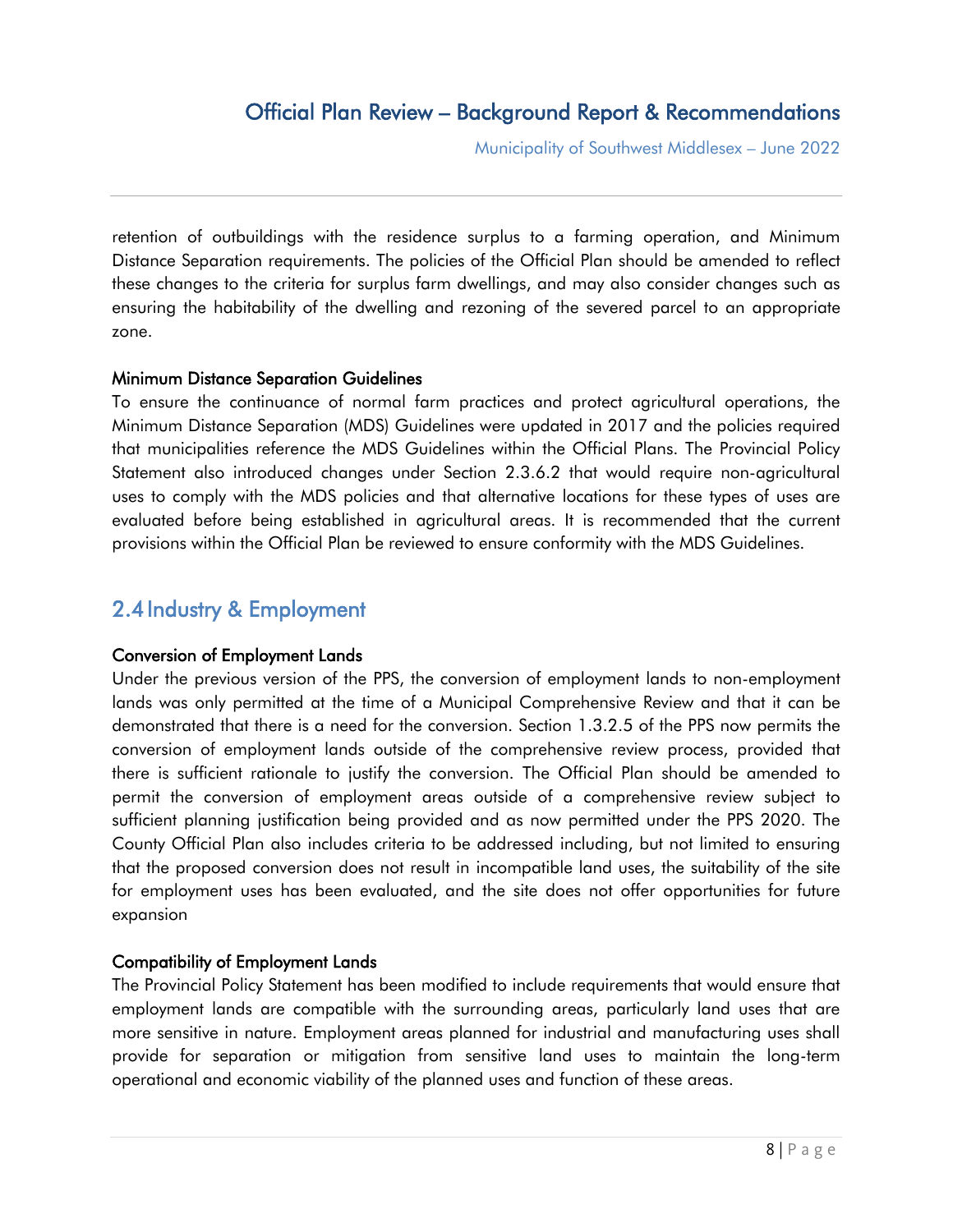retention of outbuildings with the residence surplus to a farming operation, and Minimum Distance Separation requirements. The policies of the Official Plan should be amended to reflect these changes to the criteria for surplus farm dwellings, and may also consider changes such as ensuring the habitability of the dwelling and rezoning of the severed parcel to an appropriate zone.

### Minimum Distance Separation Guidelines

To ensure the continuance of normal farm practices and protect agricultural operations, the Minimum Distance Separation (MDS) Guidelines were updated in 2017 and the policies required that municipalities reference the MDS Guidelines within the Official Plans. The Provincial Policy Statement also introduced changes under Section 2.3.6.2 that would require non-agricultural uses to comply with the MDS policies and that alternative locations for these types of uses are evaluated before being established in agricultural areas. It is recommended that the current provisions within the Official Plan be reviewed to ensure conformity with the MDS Guidelines.

## 2.4 Industry & Employment

### Conversion of Employment Lands

Under the previous version of the PPS, the conversion of employment lands to non-employment lands was only permitted at the time of a Municipal Comprehensive Review and that it can be demonstrated that there is a need for the conversion. Section 1.3.2.5 of the PPS now permits the conversion of employment lands outside of the comprehensive review process, provided that there is sufficient rationale to justify the conversion. The Official Plan should be amended to permit the conversion of employment areas outside of a comprehensive review subject to sufficient planning justification being provided and as now permitted under the PPS 2020. The County Official Plan also includes criteria to be addressed including, but not limited to ensuring that the proposed conversion does not result in incompatible land uses, the suitability of the site for employment uses has been evaluated, and the site does not offer opportunities for future expansion

### Compatibility of Employment Lands

The Provincial Policy Statement has been modified to include requirements that would ensure that employment lands are compatible with the surrounding areas, particularly land uses that are more sensitive in nature. Employment areas planned for industrial and manufacturing uses shall provide for separation or mitigation from sensitive land uses to maintain the long-term operational and economic viability of the planned uses and function of these areas.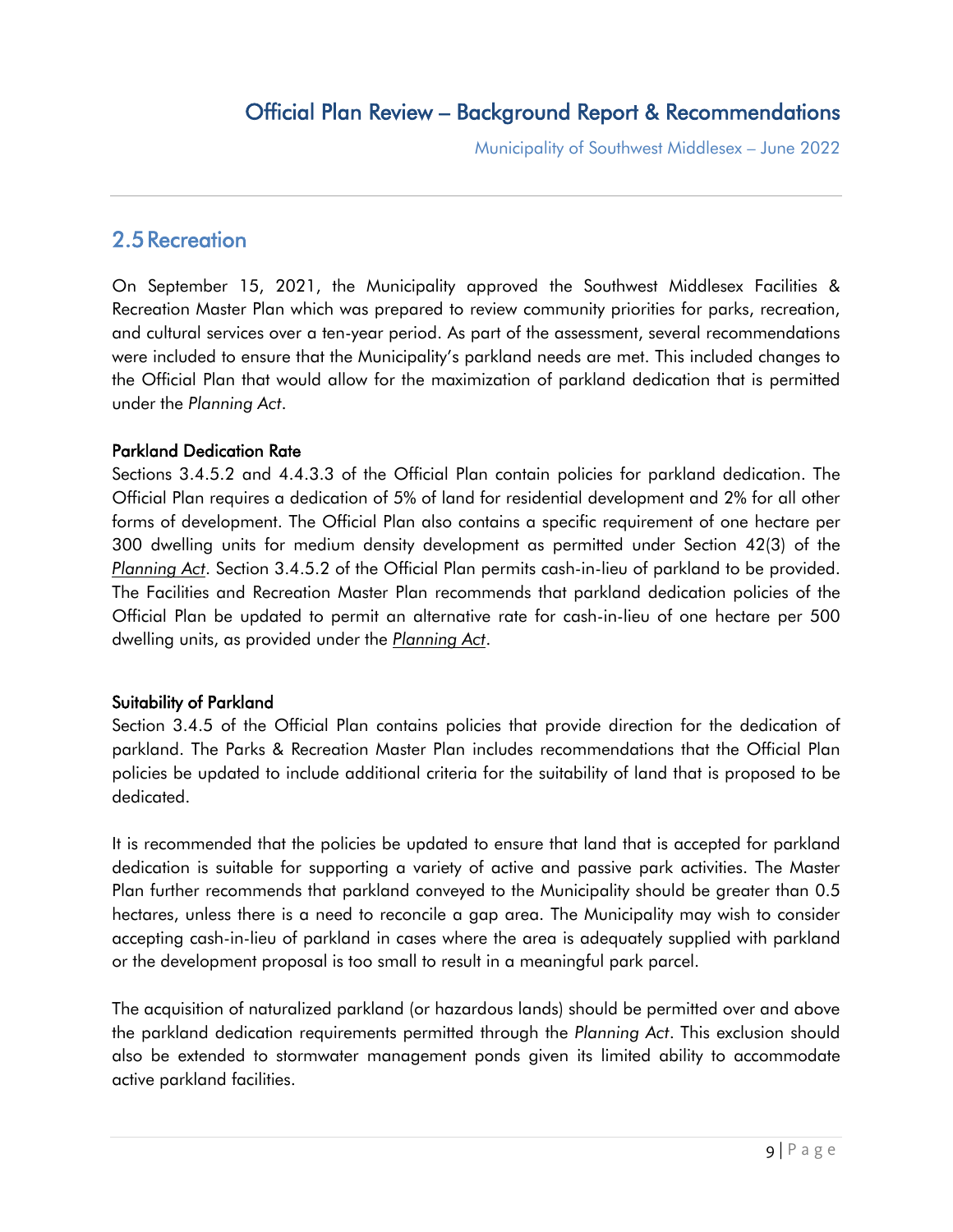## 2.5 Recreation

On September 15, 2021, the Municipality approved the Southwest Middlesex Facilities & Recreation Master Plan which was prepared to review community priorities for parks, recreation, and cultural services over a ten-year period. As part of the assessment, several recommendations were included to ensure that the Municipality's parkland needs are met. This included changes to the Official Plan that would allow for the maximization of parkland dedication that is permitted under the *Planning Act*.

### Parkland Dedication Rate

Sections 3.4.5.2 and 4.4.3.3 of the Official Plan contain policies for parkland dedication. The Official Plan requires a dedication of 5% of land for residential development and 2% for all other forms of development. The Official Plan also contains a specific requirement of one hectare per 300 dwelling units for medium density development as permitted under Section 42(3) of the *Planning Act*. Section 3.4.5.2 of the Official Plan permits cash-in-lieu of parkland to be provided. The Facilities and Recreation Master Plan recommends that parkland dedication policies of the Official Plan be updated to permit an alternative rate for cash-in-lieu of one hectare per 500 dwelling units, as provided under the *Planning Act*.

### Suitability of Parkland

Section 3.4.5 of the Official Plan contains policies that provide direction for the dedication of parkland. The Parks & Recreation Master Plan includes recommendations that the Official Plan policies be updated to include additional criteria for the suitability of land that is proposed to be dedicated.

It is recommended that the policies be updated to ensure that land that is accepted for parkland dedication is suitable for supporting a variety of active and passive park activities. The Master Plan further recommends that parkland conveyed to the Municipality should be greater than 0.5 hectares, unless there is a need to reconcile a gap area. The Municipality may wish to consider accepting cash-in-lieu of parkland in cases where the area is adequately supplied with parkland or the development proposal is too small to result in a meaningful park parcel.

The acquisition of naturalized parkland (or hazardous lands) should be permitted over and above the parkland dedication requirements permitted through the *Planning Act*. This exclusion should also be extended to stormwater management ponds given its limited ability to accommodate active parkland facilities.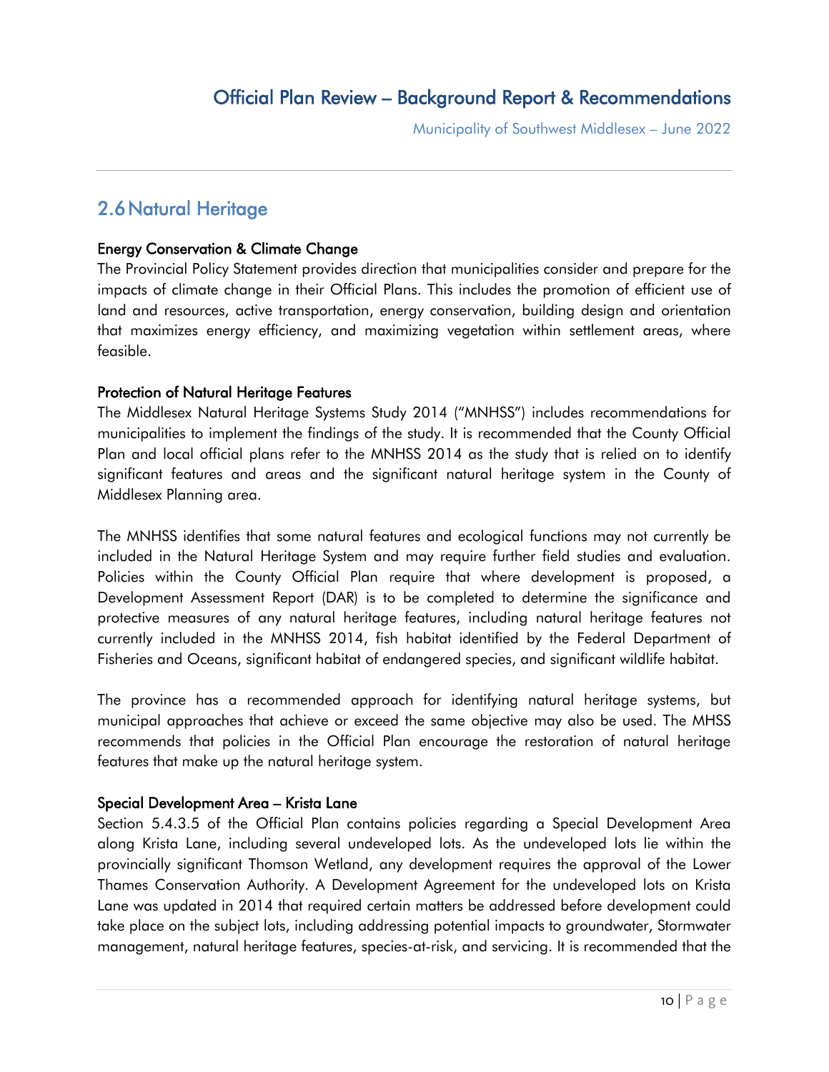## 2.6 Natural Heritage

### Energy Conservation & Climate Change

The Provincial Policy Statement provides direction that municipalities consider and prepare for the impacts of climate change in their Official Plans. This includes the promotion of efficient use of land and resources, active transportation, energy conservation, building design and orientation that maximizes energy efficiency, and maximizing vegetation within settlement areas, where feasible.

### Protection of Natural Heritage Features

The Middlesex Natural Heritage Systems Study 2014 ("MNHSS") includes recommendations for municipalities to implement the findings of the study. It is recommended that the County Official Plan and local official plans refer to the MNHSS 2014 as the study that is relied on to identify significant features and areas and the significant natural heritage system in the County of Middlesex Planning area.

The MNHSS identifies that some natural features and ecological functions may not currently be included in the Natural Heritage System and may require further field studies and evaluation. Policies within the County Official Plan require that where development is proposed, a Development Assessment Report (DAR) is to be completed to determine the significance and protective measures of any natural heritage features, including natural heritage features not currently included in the MNHSS 2014, fish habitat identified by the Federal Department of Fisheries and Oceans, significant habitat of endangered species, and significant wildlife habitat.

The province has a recommended approach for identifying natural heritage systems, but municipal approaches that achieve or exceed the same objective may also be used. The MHSS recommends that policies in the Official Plan encourage the restoration of natural heritage features that make up the natural heritage system.

### Special Development Area – Krista Lane

Section 5.4.3.5 of the Official Plan contains policies regarding a Special Development Area along Krista Lane, including several undeveloped lots. As the undeveloped lots lie within the provincially significant Thomson Wetland, any development requires the approval of the Lower Thames Conservation Authority. A Development Agreement for the undeveloped lots on Krista Lane was updated in 2014 that required certain matters be addressed before development could take place on the subject lots, including addressing potential impacts to groundwater, Stormwater management, natural heritage features, species-at-risk, and servicing. It is recommended that the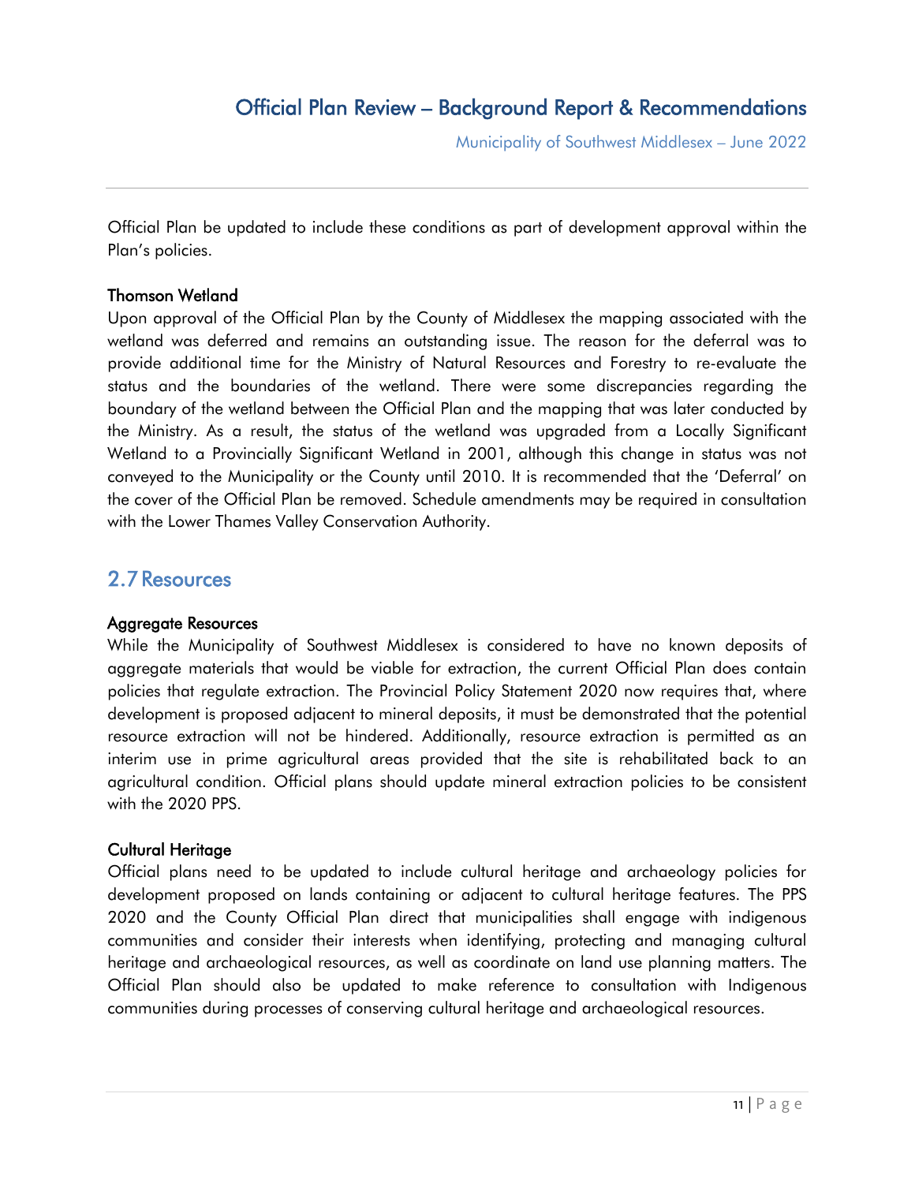Official Plan be updated to include these conditions as part of development approval within the Plan's policies.

**Thomson Wetland**

Upon approval of the Official Plan by the County of Middlesex the mapping associated with the wetland was deferred and remains an outstanding issue. The reason for the deferral was to provide additional time for the Ministry of Natural Resources and Forestry to re-evaluate the status and the boundaries of the wetland. There were some discrepancies regarding the boundary of the wetland between the Official Plan and the mapping that was later conducted by the Ministry. As a result, the status of the wetland was upgraded from a Locally Significant Wetland to a Provincially Significant Wetland in 2001, although this change in status was not conveyed to the Municipality or the County until 2010. It is recommended that the 'Deferral' on the cover of the Official Plan be removed. Schedule amendments may be required in consultation with the Lower Thames Valley Conservation Authority.

## 2.7 Resources

**Aggregate Resources**

While the Municipality of Southwest Middlesex is considered to have no known deposits of aggregate materials that would be viable for extraction, the current Official Plan does contain policies that regulate extraction. The Provincial Policy Statement 2020 now requires that, where development is proposed adjacent to mineral deposits, it must be demonstrated that the potential resource extraction will not be hindered. Additionally, resource extraction is permitted as an interim use in prime agricultural areas provided that the site is rehabilitated back to an agricultural condition. Official plans should update mineral extraction policies to be consistent with the 2020 PPS.

**Cultural Heritage**

Official plans need to be updated to include cultural heritage and archaeology policies for development proposed on lands containing or adjacent to cultural heritage features. The PPS 2020 and the County Official Plan direct that municipalities shall engage with indigenous communities and consider their interests when identifying, protecting and managing cultural heritage and archaeological resources, as well as coordinate on land use planning matters. The Official Plan should also be updated to make reference to consultation with Indigenous communities during processes of conserving cultural heritage and archaeological resources.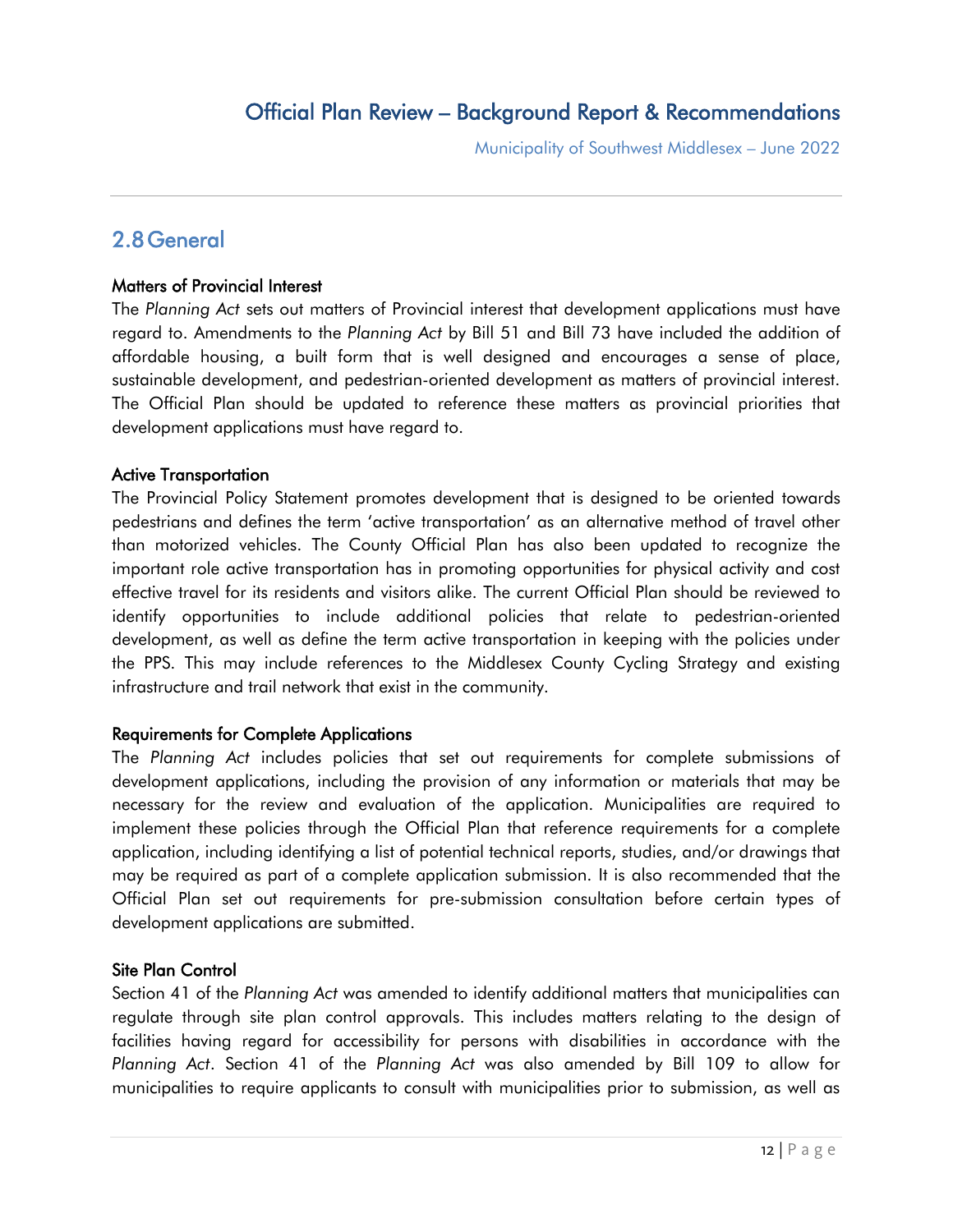## 2.8 General

### Matters of Provincial Interest

The *Planning Act* sets out matters of Provincial interest that development applications must have regard to. Amendments to the *Planning Act* by Bill 51 and Bill 73 have included the addition of affordable housing, a built form that is well designed and encourages a sense of place, sustainable development, and pedestrian-oriented development as matters of provincial interest. The Official Plan should be updated to reference these matters as provincial priorities that development applications must have regard to.

### Active Transportation

The Provincial Policy Statement promotes development that is designed to be oriented towards pedestrians and defines the term 'active transportation' as an alternative method of travel other than motorized vehicles. The County Official Plan has also been updated to recognize the important role active transportation has in promoting opportunities for physical activity and cost effective travel for its residents and visitors alike. The current Official Plan should be reviewed to identify opportunities to include additional policies that relate to pedestrian-oriented development, as well as define the term active transportation in keeping with the policies under the PPS. This may include references to the Middlesex County Cycling Strategy and existing infrastructure and trail network that exist in the community.

### Requirements for Complete Applications

The *Planning Act* includes policies that set out requirements for complete submissions of development applications, including the provision of any information or materials that may be necessary for the review and evaluation of the application. Municipalities are required to implement these policies through the Official Plan that reference requirements for a complete application, including identifying a list of potential technical reports, studies, and/or drawings that may be required as part of a complete application submission. It is also recommended that the Official Plan set out requirements for pre-submission consultation before certain types of development applications are submitted.

### Site Plan Control

Section 41 of the *Planning Act* was amended to identify additional matters that municipalities can regulate through site plan control approvals. This includes matters relating to the design of facilities having regard for accessibility for persons with disabilities in accordance with the *Planning Act*. Section 41 of the *Planning Act* was also amended by Bill 109 to allow for municipalities to require applicants to consult with municipalities prior to submission, as well as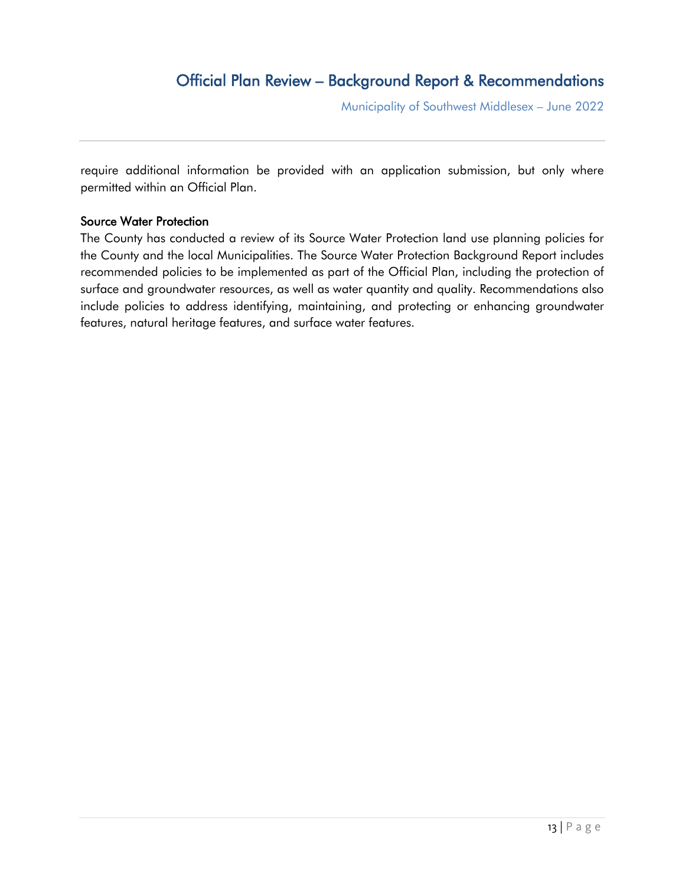require additional information be provided with an application submission, but only where permitted within an Official Plan.

### Source Water Protection

The County has conducted a review of its Source Water Protection land use planning policies for the County and the local Municipalities. The Source Water Protection Background Report includes recommended policies to be implemented as part of the Official Plan, including the protection of surface and groundwater resources, as well as water quantity and quality. Recommendations also include policies to address identifying, maintaining, and protecting or enhancing groundwater features, natural heritage features, and surface water features.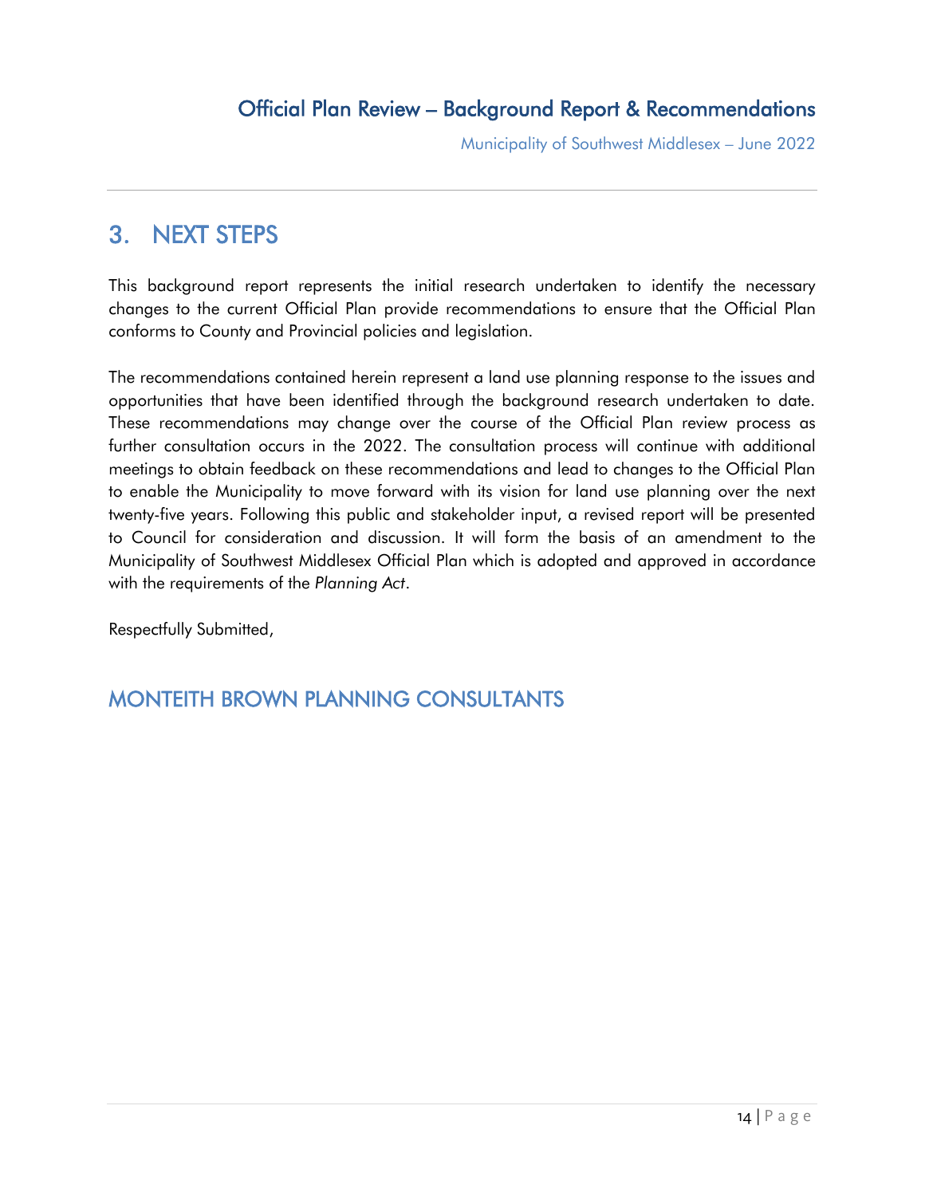# 3. NEXT STEPS

This background report represents the initial research undertaken to identify the necessary changes to the current Official Plan provide recommendations to ensure that the Official Plan conforms to County and Provincial policies and legislation.

The recommendations contained herein represent a land use planning response to the issues and opportunities that have been identified through the background research undertaken to date. These recommendations may change over the course of the Official Plan review process as further consultation occurs in the 2022. The consultation process will continue with additional meetings to obtain feedback on these recommendations and lead to changes to the Official Plan to enable the Municipality to move forward with its vision for land use planning over the next twenty-five years. Following this public and stakeholder input, a revised report will be presented to Council for consideration and discussion. It will form the basis of an amendment to the Municipality of Southwest Middlesex Official Plan which is adopted and approved in accordance with the requirements of the *Planning Act*.

Respectfully Submitted,

## MONTEITH BROWN PLANNING CONSULTANTS